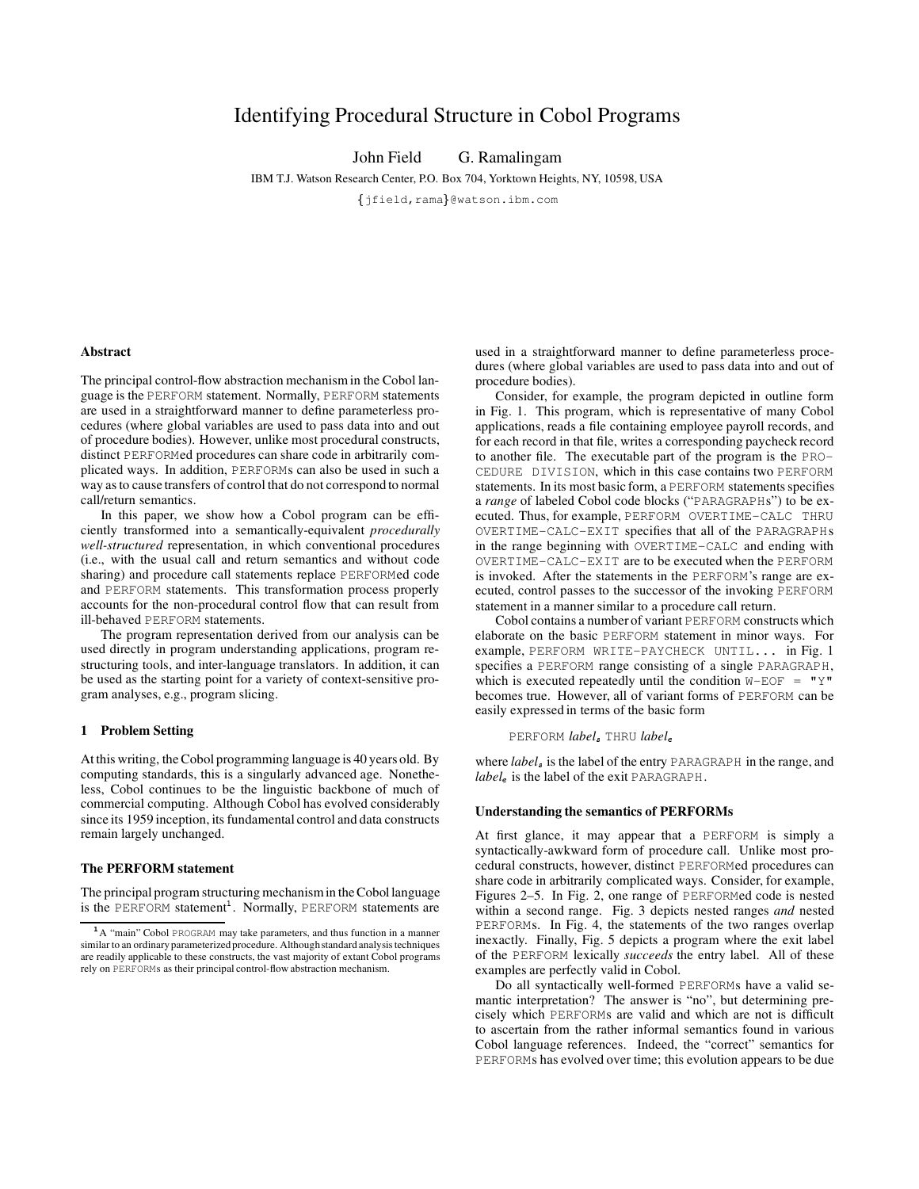# Identifying Procedural Structure in Cobol Programs

John Field G. Ramalingam

IBM T.J. Watson Research Center, P.O. Box 704, Yorktown Heights, NY, 10598, USA

{jfield,rama}@watson.ibm.com

### Abstract

The principal control-flow abstraction mechanism in the Cobol language is the PERFORM statement. Normally, PERFORM statements are used in a straightforward manner to define parameterless procedures (where global variables are used to pass data into and out of procedure bodies). However, unlike most procedural constructs, distinct PERFORMed procedures can share code in arbitrarily complicated ways. In addition, PERFORMs can also be used in such a way as to cause transfers of control that do not correspond to normal call/return semantics.

In this paper, we show how a Cobol program can be efficiently transformed into a semantically-equivalent *procedurally well-structured* representation, in which conventional procedures (i.e., with the usual call and return semantics and without code sharing) and procedure call statements replace PERFORMed code and PERFORM statements. This transformation process properly accounts for the non-procedural control flow that can result from ill-behaved PERFORM statements.

The program representation derived from our analysis can be used directly in program understanding applications, program restructuring tools, and inter-language translators. In addition, it can be used as the starting point for a variety of context-sensitive program analyses, e.g., program slicing.

## 1 Problem Setting

At this writing, the Cobol programming language is 40 years old. By computing standards, this is a singularly advanced age. Nonetheless, Cobol continues to be the linguistic backbone of much of commercial computing. Although Cobol has evolved considerably since its 1959 inception, its fundamental control and data constructs remain largely unchanged.

### The PERFORM statement

The principal program structuring mechanism in the Cobol language is the PERFORM statement[1]. Normally, PERFORM statements are used in a straightforward manner to define parameterless procedures (where global variables are used to pass data into and out of procedure bodies).

Consider, for example, the program depicted in outline form in Fig. 1. This program, which is representative of many Cobol applications, reads a file containing employee payroll records, and for each record in that file, writes a corresponding paycheck record to another file. The executable part of the program is the PROCEDURE DIVISION, which in this case contains two PERFORM statements. In its most basic form, a PERFORM statements specifies a *range* of labeled Cobol code blocks ("PARAGRAPHs") to be executed. Thus, for example, PERFORM OVERTIME-CALC THRU OVERTIME-CALC-EXIT specifies that all of the PARAGRAPHs in the range beginning with OVERTIME-CALC and ending with OVERTIME-CALC-EXIT are to be executed when the PERFORM is invoked. After the statements in the PERFORM's range are executed, control passes to the successor of the invoking PERFORM statement in a manner similar to a procedure call return.

Cobol contains a number of variant PERFORM constructs which elaborate on the basic PERFORM statement in minor ways. For example, PERFORM WRITE-PAYCHECK UNTIL... in Fig. 1 specifies a PERFORM range consisting of a single PARAGRAPH, which is executed repeatedly until the condition W-EOF = "Y" becomes true. However, all of variant forms of PERFORM can be easily expressed in terms of the basic form

PERFORM $label_s$ THRU $label_e$

where $label_s$ is the label of the entry PARAGRAPH in the range, and $label_e$ is the label of the exit PARAGRAPH.

### Understanding the semantics of PERFORMs

At first glance, it may appear that a PERFORM is simply a syntactically-awkward form of procedure call. Unlike most procedural constructs, however, distinct PERFORMed procedures can share code in arbitrarily complicated ways. Consider, for example, Figures 2–5. In Fig. 2, one range of PERFORMed code is nested within a second range. Fig. 3 depicts nested ranges *and* nested PERFORMs. In Fig. 4, the statements of the two ranges overlap inexactly. Finally, Fig. 5 depicts a program where the exit label of the PERFORM lexically *succeeds* the entry label. All of these examples are perfectly valid in Cobol.

Do all syntactically well-formed PERFORMs have a valid semantic interpretation? The answer is "no", but determining precisely which PERFORMs are valid and which are not is difficult to ascertain from the rather informal semantics found in various Cobol language references. Indeed, the "correct" semantics for PERFORMs has evolved over time; this evolution appears to be due

[1] A "main" Cobol PROGRAM may take parameters, and thus function in a manner similar to an ordinary parameterized procedure. Although standard analysis techniques are readily applicable to these constructs, the vast majority of extant Cobol programs rely on PERFORMs as their principal control-flow abstraction mechanism.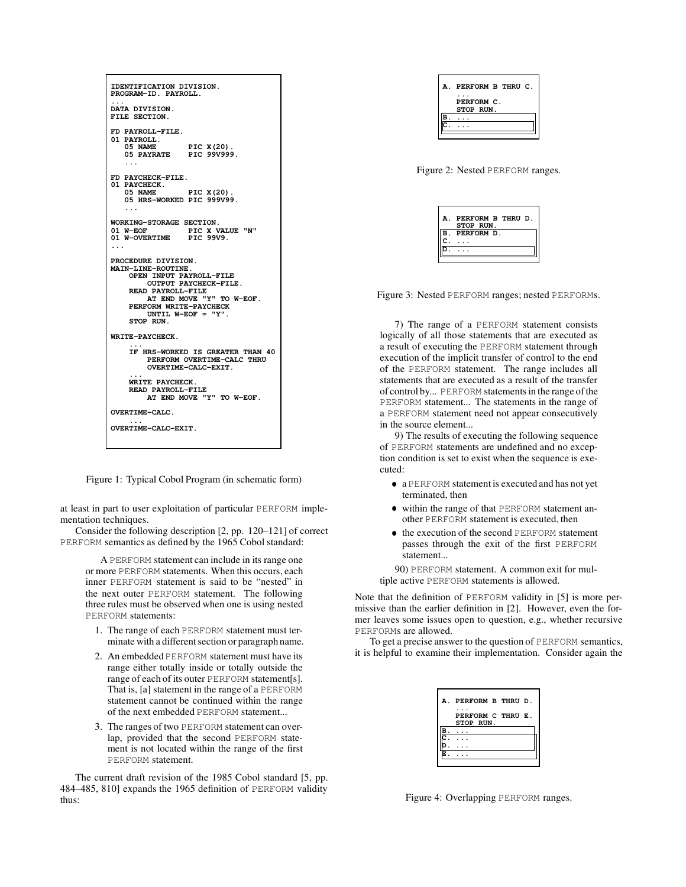```
IDENTIFICATION DIVISION.
PROGRAM-ID. PAYROLL.
...
DATA DIVISION.
FILE SECTION.

FD PAYROLL-FILE.
01 PAYROLL.
   05 NAME        PIC X(20).
   05 PAYRATE     PIC 99V999.
   ...

FD PAYCHECK-FILE.
01 PAYCHECK.
   05 NAME        PIC X(20).
   05 HRS-WORKED  PIC 999V99.
   ...

WORKING-STORAGE SECTION.
01 W-EOF          PIC X VALUE "N"
01 W-OVERTIME     PIC 99V9.
...

PROCEDURE DIVISION.
MAIN-LINE-ROUTINE.
    OPEN INPUT PAYROLL-FILE
         OUTPUT PAYCHECK-FILE.
    READ PAYROLL-FILE
         AT END MOVE "Y" TO W-EOF.
    PERFORM WRITE-PAYCHECK
         UNTIL W-EOF = "Y".
    STOP RUN.

WRITE-PAYCHECK.
    ...
    IF HRS-WORKED IS GREATER THAN 40
         PERFORM OVERTIME-CALC THRU
         OVERTIME-CALC-EXIT.
    ...
    WRITE PAYCHECK.
    READ PAYROLL-FILE
         AT END MOVE "Y" TO W-EOF.

OVERTIME-CALC.
    ...
OVERTIME-CALC-EXIT.
```

Figure 1: Typical Cobol Program (in schematic form)

at least in part to user exploitation of particular PERFORM implementation techniques.

Consider the following description [2, pp. 120–121] of correct PERFORM semantics as defined by the 1965 Cobol standard:

> A PERFORM statement can include in its range one or more PERFORM statements. When this occurs, each inner PERFORM statement is said to be "nested" in the next outer PERFORM statement. The following three rules must be observed when one is using nested PERFORM statements:
>
> 1. The range of each PERFORM statement must terminate with a different section or paragraph name.
> 2. An embedded PERFORM statement must have its range either totally inside or totally outside the range of each of its outer PERFORM statement[s]. That is, [a] statement in the range of a PERFORM statement cannot be continued within the range of the next embedded PERFORM statement...
> 3. The ranges of two PERFORM statement can overlap, provided that the second PERFORM statement is not located within the range of the first PERFORM statement.

The current draft revision of the 1985 Cobol standard [5, pp. 484–485, 810] expands the 1965 definition of PERFORM validity thus:

```
A. PERFORM B THRU C.
   ...
   PERFORM C.
   STOP RUN.
B. ...
C. ...
```

Figure 2: Nested PERFORM ranges.

```
A. PERFORM B THRU D.
   STOP RUN.
B. PERFORM D.
C. ...
D. ...
```

Figure 3: Nested PERFORM ranges; nested PERFORMs.

> 7) The range of a PERFORM statement consists logically of all those statements that are executed as a result of executing the PERFORM statement through execution of the implicit transfer of control to the end of the PERFORM statement. The range includes all statements that are executed as a result of the transfer of control by... PERFORM statements in the range of the PERFORM statement... The statements in the range of a PERFORM statement need not appear consecutively in the source element...
>
> 9) The results of executing the following sequence of PERFORM statements are undefined and no exception condition is set to exist when the sequence is executed:
>
> - a PERFORM statement is executed and has not yet terminated, then
> - within the range of that PERFORM statement another PERFORM statement is executed, then
> - the execution of the second PERFORM statement passes through the exit of the first PERFORM statement...
>
> 90) PERFORM statement. A common exit for multiple active PERFORM statements is allowed.

Note that the definition of PERFORM validity in [5] is more permissive than the earlier definition in [2]. However, even the former leaves some issues open to question, e.g., whether recursive PERFORMs are allowed.

To get a precise answer to the question of PERFORM semantics, it is helpful to examine their implementation. Consider again the

```
A. PERFORM B THRU D.
   ...
   PERFORM C THRU E.
   STOP RUN.
B. ...
C. ...
D. ...
E. ...
```

Figure 4: Overlapping PERFORM ranges.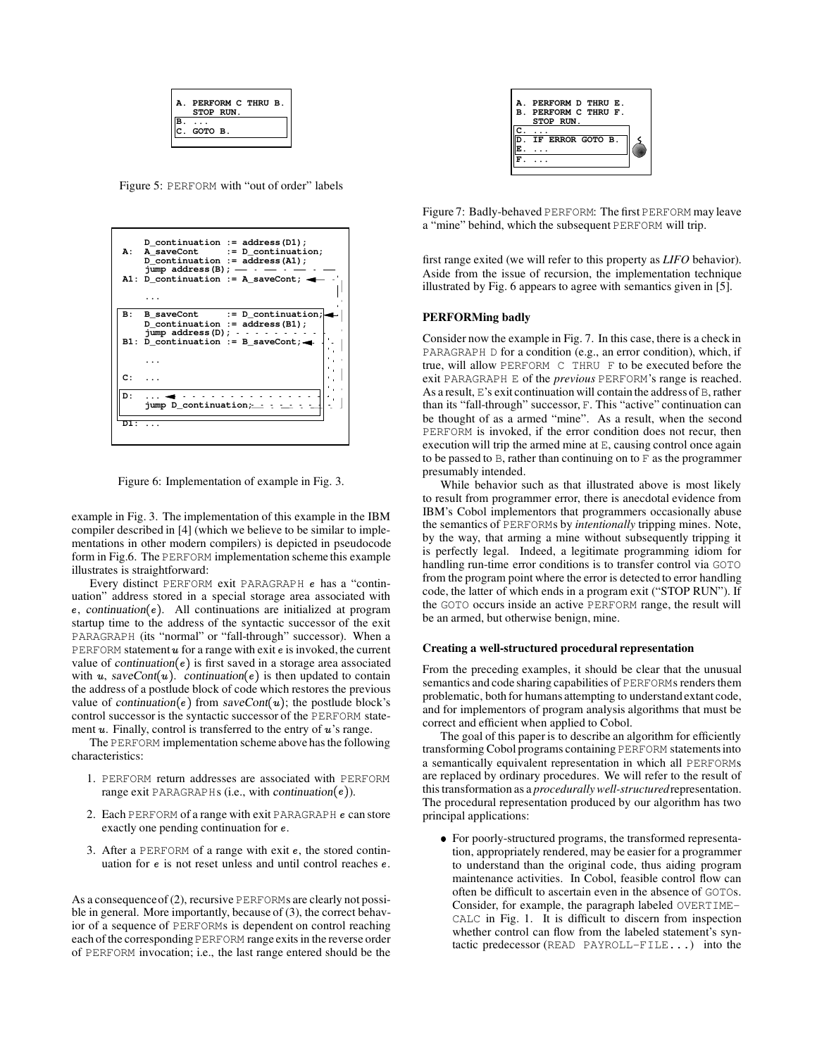```
A. PERFORM C THRU B.
   STOP RUN.
B. ...
C. GOTO B.
```

Figure 5: PERFORM with "out of order" labels

```
    D_continuation := address(D1);
A:  A_saveCont     := D_continuation;
    D_continuation := address(A1);
    jump address(B);
A1: D_continuation := A_saveCont;

    ...

B:  B_saveCont     := D_continuation;
    D_continuation := address(B1);
    jump address(D);
B1: D_continuation := B_saveCont;

    ...

C:  ...

D:  ...
    jump D_continuation;

D1: ...
```

Figure 6: Implementation of example in Fig. 3.

example in Fig. 3. The implementation of this example in the IBM compiler described in [4] (which we believe to be similar to implementations in other modern compilers) is depicted in pseudocode form in Fig.6. The PERFORM implementation scheme this example illustrates is straightforward:

Every distinct PERFORM exit PARAGRAPH $e$ has a "continuation" address stored in a special storage area associated with $e$, $continuation(e)$. All continuations are initialized at program startup time to the address of the syntactic successor of the exit PARAGRAPH (its "normal" or "fall-through" successor). When a PERFORM statement $u$ for a range with exit $e$ is invoked, the current value of $continuation(e)$ is first saved in a storage area associated with $u$, $saveCont(u)$. $continuation(e)$ is then updated to contain the address of a postlude block of code which restores the previous value of $continuation(e)$ from $saveCont(u)$; the postlude block's control successor is the syntactic successor of the PERFORM statement $u$. Finally, control is transferred to the entry of $u$'s range.

The PERFORM implementation scheme above has the following characteristics:

1. PERFORM return addresses are associated with PERFORM range exit PARAGRAPHs (i.e., with $continuation(e)$).
2. Each PERFORM of a range with exit PARAGRAPH $e$ can store exactly one pending continuation for $e$.
3. After a PERFORM of a range with exit $e$, the stored continuation for $e$ is not reset unless and until control reaches $e$.

As a consequence of (2), recursive PERFORMs are clearly not possible in general. More importantly, because of (3), the correct behavior of a sequence of PERFORMs is dependent on control reaching each of the corresponding PERFORM range exits in the reverse order of PERFORM invocation; i.e., the last range entered should be the first range exited (we will refer to this property as *LIFO* behavior). Aside from the issue of recursion, the implementation technique illustrated by Fig. 6 appears to agree with semantics given in [5].

```
A. PERFORM D THRU E.
B. PERFORM C THRU F.
   STOP RUN.
C. ...
D. IF ERROR GOTO B.
E. ...
F. ...
```

Figure 7: Badly-behaved PERFORM: The first PERFORM may leave a "mine" behind, which the subsequent PERFORM will trip.

#### PERFORMing badly

Consider now the example in Fig. 7. In this case, there is a check in PARAGRAPH D for a condition (e.g., an error condition), which, if true, will allow PERFORM C THRU F to be executed before the exit PARAGRAPH E of the *previous* PERFORM's range is reached. As a result, E's exit continuation will contain the address of B, rather than its "fall-through" successor, F. This "active" continuation can be thought of as an armed "mine". As a result, when the second PERFORM is invoked, if the error condition does not recur, then execution will trip the armed mine at E, causing control once again to be passed to B, rather than continuing on to F as the programmer presumably intended.

While behavior such as that illustrated above is most likely to result from programmer error, there is anecdotal evidence from IBM's Cobol implementors that programmers occasionally abuse the semantics of PERFORMs by *intentionally* tripping mines. Note, by the way, that arming a mine without subsequently tripping it is perfectly legal. Indeed, a legitimate programming idiom for handling run-time error conditions is to transfer control via GOTO from the program point where the error is detected to error handling code, the latter of which ends in a program exit ("STOP RUN"). If the GOTO occurs inside an active PERFORM range, the result will be an armed, but otherwise benign, mine.

#### Creating a well-structured procedural representation

From the preceding examples, it should be clear that the unusual semantics and code sharing capabilities of PERFORMs renders them problematic, both for humans attempting to understand extant code, and for implementors of program analysis algorithms that must be correct and efficient when applied to Cobol.

The goal of this paper is to describe an algorithm for efficiently transforming Cobol programs containing PERFORM statements into a semantically equivalent representation in which all PERFORMs are replaced by ordinary procedures. We will refer to the result of this transformation as a *procedurally well-structured* representation. The procedural representation produced by our algorithm has two principal applications:

- For poorly-structured programs, the transformed representation, appropriately rendered, may be easier for a programmer to understand than the original code, thus aiding program maintenance activities. In Cobol, feasible control flow can often be difficult to ascertain even in the absence of GOTOs. Consider, for example, the paragraph labeled OVERTIME-CALC in Fig. 1. It is difficult to discern from inspection whether control can flow from the labeled statement's syntactic predecessor (READ PAYROLL-FILE...) into the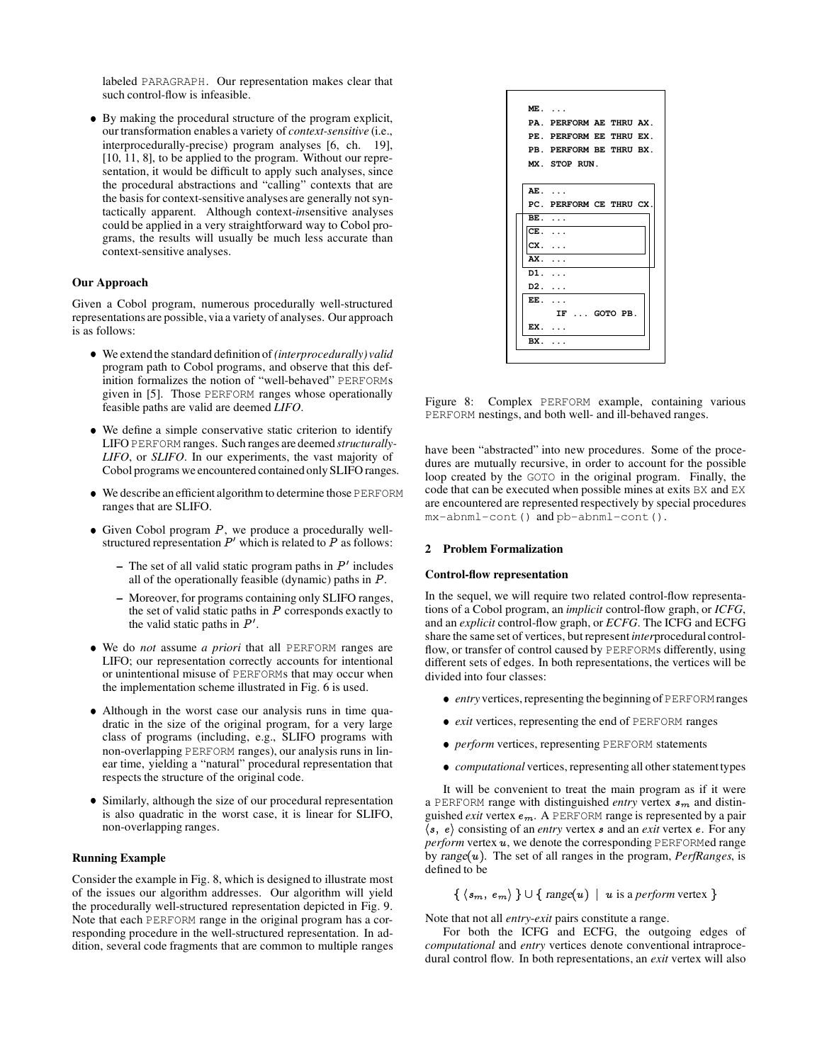labeled PARAGRAPH. Our representation makes clear that such control-flow is infeasible.

- By making the procedural structure of the program explicit, our transformation enables a variety of *context-sensitive* (i.e., interprocedurally-precise) program analyses [6, ch. 19], [10, 11, 8], to be applied to the program. Without our representation, it would be difficult to apply such analyses, since the procedural abstractions and "calling" contexts that are the basis for context-sensitive analyses are generally not syntactically apparent. Although context-*in*sensitive analyses could be applied in a very straightforward way to Cobol programs, the results will usually be much less accurate than context-sensitive analyses.

### Our Approach

Given a Cobol program, numerous procedurally well-structured representations are possible, via a variety of analyses. Our approach is as follows:

- We extend the standard definition of *(interprocedurally) valid* program path to Cobol programs, and observe that this definition formalizes the notion of "well-behaved" PERFORMs given in [5]. Those PERFORM ranges whose operationally feasible paths are valid are deemed *LIFO*.
- We define a simple conservative static criterion to identify LIFO PERFORM ranges. Such ranges are deemed *structurally-LIFO*, or *SLIFO*. In our experiments, the vast majority of Cobol programs we encountered contained only SLIFO ranges.
- We describe an efficient algorithm to determine those PERFORM ranges that are SLIFO.
- Given Cobol program $P$, we produce a procedurally well-structured representation $P'$ which is related to $P$ as follows:
  - The set of all valid static program paths in $P'$ includes all of the operationally feasible (dynamic) paths in $P$.
  - Moreover, for programs containing only SLIFO ranges, the set of valid static paths in $P$ corresponds exactly to the valid static paths in $P'$.
- We do *not* assume *a priori* that all PERFORM ranges are LIFO; our representation correctly accounts for intentional or unintentional misuse of PERFORMs that may occur when the implementation scheme illustrated in Fig. 6 is used.
- Although in the worst case our analysis runs in time quadratic in the size of the original program, for a very large class of programs (including, e.g., SLIFO programs with non-overlapping PERFORM ranges), our analysis runs in linear time, yielding a "natural" procedural representation that respects the structure of the original code.
- Similarly, although the size of our procedural representation is also quadratic in the worst case, it is linear for SLIFO, non-overlapping ranges.

### Running Example

Consider the example in Fig. 8, which is designed to illustrate most of the issues our algorithm addresses. Our algorithm will yield the procedurally well-structured representation depicted in Fig. 9. Note that each PERFORM range in the original program has a corresponding procedure in the well-structured representation. In addition, several code fragments that are common to multiple ranges have been "abstracted" into new procedures. Some of the procedures are mutually recursive, in order to account for the possible loop created by the GOTO in the original program. Finally, the code that can be executed when possible mines at exits BX and EX are encountered are represented respectively by special procedures mx-abnml-cont() and pb-abnml-cont().

```
ME. ...
PA. PERFORM AE THRU AX.
PE. PERFORM EE THRU EX.
PB. PERFORM BE THRU BX.
MX. STOP RUN.

AE. ...
PC. PERFORM CE THRU CX.
BE. ...
CE. ...
CX. ...
AX. ...
D1. ...
D2. ...
EE. ...
    IF ... GOTO PB.
EX. ...
BX. ...
```

Figure 8: Complex PERFORM example, containing various PERFORM nestings, and both well- and ill-behaved ranges.

## 2 Problem Formalization

### Control-flow representation

In the sequel, we will require two related control-flow representations of a Cobol program, an *implicit* control-flow graph, or *ICFG*, and an *explicit* control-flow graph, or *ECFG*. The ICFG and ECFG share the same set of vertices, but represent *inter*procedural control-flow, or transfer of control caused by PERFORMs differently, using different sets of edges. In both representations, the vertices will be divided into four classes:

- *entry* vertices, representing the beginning of PERFORM ranges
- *exit* vertices, representing the end of PERFORM ranges
- *perform* vertices, representing PERFORM statements
- *computational* vertices, representing all other statement types

It will be convenient to treat the main program as if it were a PERFORM range with distinguished *entry* vertex $s_m$ and distinguished *exit* vertex $e_m$. A PERFORM range is represented by a pair $\langle s,\ e \rangle$ consisting of an *entry* vertex $s$ and an *exit* vertex $e$. For any *perform* vertex $u$, we denote the corresponding PERFORMed range by $range(u)$. The set of all ranges in the program, *PerfRanges*, is defined to be

$$\{\ \langle s_m,\ e_m \rangle\ \} \cup \{\ range(u)\ \mid\ u \text{ is a } perform \text{ vertex}\ \}$$

Note that not all *entry*-*exit* pairs constitute a range.

For both the ICFG and ECFG, the outgoing edges of *computational* and *entry* vertices denote conventional intraprocedural control flow. In both representations, an *exit* vertex will also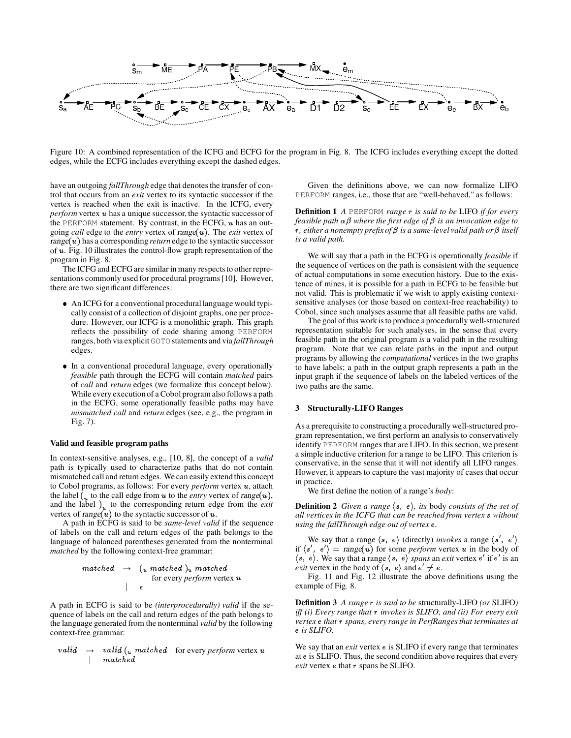Figure 10: A combined representation of the ICFG and ECFG for the program in Fig. 8. The ICFG includes everything except the dotted edges, while the ECFG includes everything except the dashed edges.

have an outgoing *fallThrough* edge that denotes the transfer of control that occurs from an *exit* vertex to its syntactic successor if the vertex is reached when the exit is inactive. In the ICFG, every *perform* vertex $u$ has a unique successor, the syntactic successor of the PERFORM statement. By contrast, in the ECFG, $u$ has an outgoing *call* edge to the *entry* vertex of $range(u)$. The *exit* vertex of $range(u)$ has a corresponding *return* edge to the syntactic successor of $u$. Fig. 10 illustrates the control-flow graph representation of the program in Fig. 8.

The ICFG and ECFG are similar in many respects to other representations commonly used for procedural programs [10]. However, there are two significant differences:

- An ICFG for a conventional procedural language would typically consist of a collection of disjoint graphs, one per procedure. However, our ICFG is a monolithic graph. This graph reflects the possibility of code sharing among PERFORM ranges, both via explicit GOTO statements and via *fallThrough* edges.
- In a conventional procedural language, every operationally *feasible* path through the ECFG will contain *matched* pairs of *call* and *return* edges (we formalize this concept below). While every execution of a Cobol program also follows a path in the ECFG, some operationally feasible paths may have *mismatched call* and *return* edges (see, e.g., the program in Fig. 7).

#### Valid and feasible program paths

In context-sensitive analyses, e.g., [10, 8], the concept of a *valid* path is typically used to characterize paths that do not contain mismatched call and return edges. We can easily extend this concept to Cobol programs, as follows: For every *perform* vertex $u$, attach the label $(_u$ to the call edge from $u$ to the *entry* vertex of $range(u)$, and the label $)_u$ to the corresponding return edge from the *exit* vertex of $range(u)$ to the syntactic successor of $u$.

A path in ECFG is said to be *same-level valid* if the sequence of labels on the call and return edges of the path belongs to the language of balanced parentheses generated from the nonterminal *matched* by the following context-free grammar:

$$\begin{array}{rcl} matched & \rightarrow & (_u \; matched \; )_u \; matched \\ & & \quad \text{for every } perform \text{ vertex } u \\ & | & \epsilon \end{array}$$

A path in ECFG is said to be *(interprocedurally) valid* if the sequence of labels on the call and return edges of the path belongs to the language generated from the nonterminal *valid* by the following context-free grammar:

$$\begin{array}{rcl} valid & \rightarrow & valid \; (_u \; matched \quad \text{for every } perform \text{ vertex } u \\ & | & matched \end{array}$$

Given the definitions above, we can now formalize LIFO PERFORM ranges, i.e., those that are "well-behaved," as follows:

**Definition 1** *A* PERFORM *range $r$ is said to be* LIFO *if for every feasible path $\alpha\beta$ where the first edge of $\beta$ is an invocation edge to $r$, either a nonempty prefix of $\beta$ is a same-level valid path or $\beta$ itself is a valid path.*

We will say that a path in the ECFG is operationally *feasible* if the sequence of vertices on the path is consistent with the sequence of actual computations in some execution history. Due to the existence of mines, it is possible for a path in ECFG to be feasible but not valid. This is problematic if we wish to apply existing context-sensitive analyses (or those based on context-free reachability) to Cobol, since such analyses assume that all feasible paths are valid.

The goal of this work is to produce a procedurally well-structured representation suitable for such analyses, in the sense that every feasible path in the original program *is* a valid path in the resulting program. Note that we can relate paths in the input and output programs by allowing the *computational* vertices in the two graphs to have labels; a path in the output graph represents a path in the input graph if the sequence of labels on the labeled vertices of the two paths are the same.

## 3 Structurally-LIFO Ranges

As a prerequisite to constructing a procedurally well-structured program representation, we first perform an analysis to conservatively identify PERFORM ranges that are LIFO. In this section, we present a simple inductive criterion for a range to be LIFO. This criterion is conservative, in the sense that it will not identify all LIFO ranges. However, it appears to capture the vast majority of cases that occur in practice.

We first define the notion of a range's *body*:

**Definition 2** *Given a range $\langle s,\ e\rangle$, its* body *consists of the set of all vertices in the ICFG that can be reached from vertex $s$ without using the fallThrough edge out of vertex $e$.*

We say that a range $\langle s,\ e\rangle$ (directly) *invokes* a range $\langle s',\ e'\rangle$ if $\langle s',\ e'\rangle = range(u)$ for some *perform* vertex $u$ in the body of $\langle s,\ e\rangle$. We say that a range $\langle s,\ e\rangle$ *spans* an *exit* vertex $e'$ if $e'$ is an *exit* vertex in the body of $\langle s,\ e\rangle$ and $e' \neq e$.

Fig. 11 and Fig. 12 illustrate the above definitions using the example of Fig. 8.

**Definition 3** *A range $r$ is said to be* structurally-LIFO *(or* SLIFO*) iff (i) Every range that $r$ invokes is SLIFO, and (ii) For every exit vertex $e$ that $r$ spans, every range in PerfRanges that terminates at $e$ is SLIFO.*

We say that an *exit* vertex $e$ is SLIFO if every range that terminates at $e$ is SLIFO. Thus, the second condition above requires that every *exit* vertex $e$ that $r$ spans be SLIFO.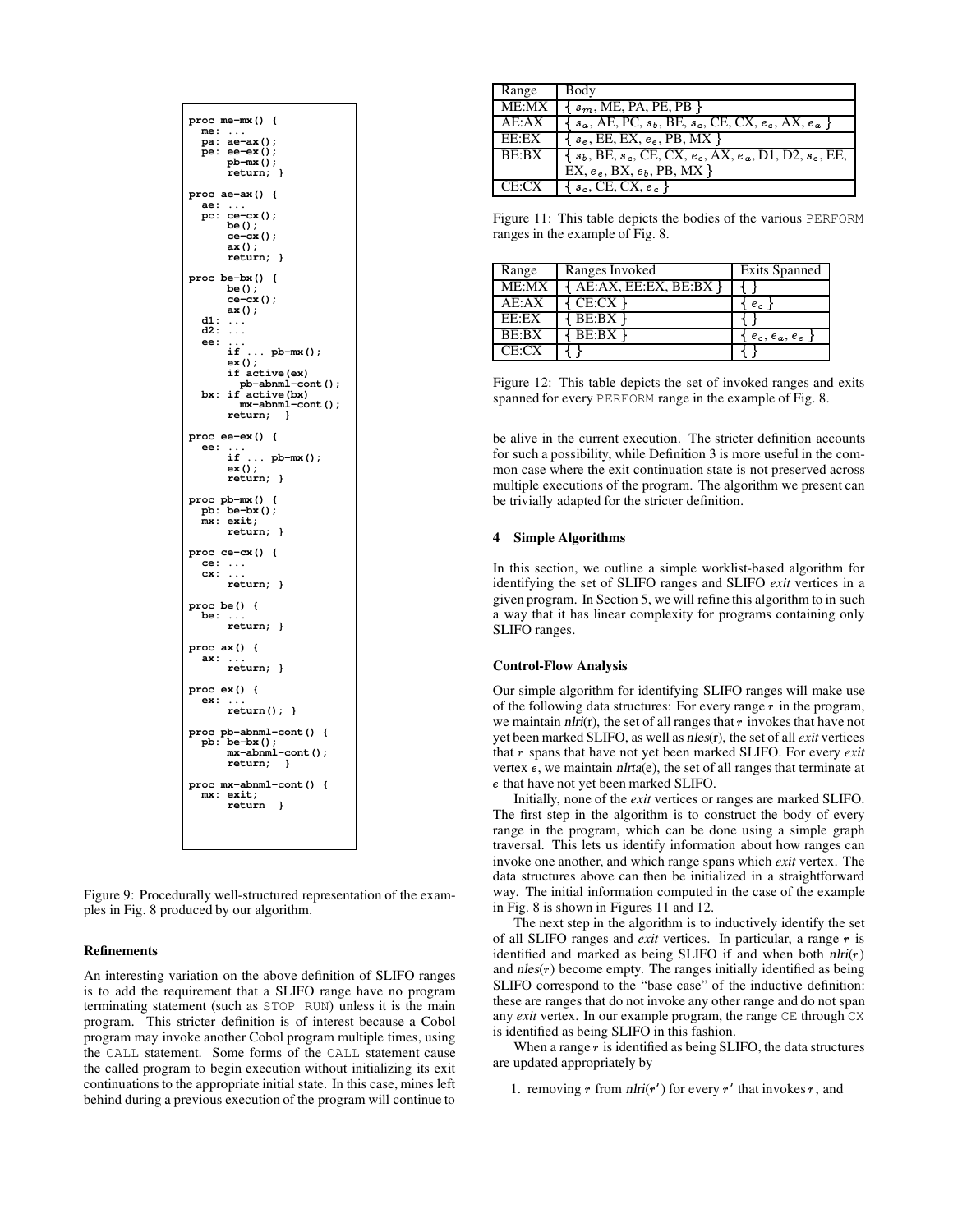```
proc me-mx() {
  me: ...
  pa: ae-ax();
  pe: ee-ex();
      pb-mx();
      return; }

proc ae-ax() {
  ae: ...
  pc: ce-cx();
      be();
      ce-cx();
      ax();
      return; }

proc be-bx() {
      be();
      ce-cx();
      ax();
  d1: ...
  d2: ...
  ee: ...
      if ... pb-mx();
      ex();
      if active(ex)
        pb-abnml-cont();
  bx: if active(bx)
        mx-abnml-cont();
      return;  }

proc ee-ex() {
  ee: ...
      if ... pb-mx();
      ex();
      return; }

proc pb-mx() {
  pb: be-bx();
  mx: exit;
      return; }

proc ce-cx() {
  ce: ...
  cx: ...
      return; }

proc be() {
  be: ...
      return; }

proc ax() {
  ax: ...
      return; }

proc ex() {
  ex: ...
      return(); }

proc pb-abnml-cont() {
  pb: be-bx();
      mx-abnml-cont();
      return;  }

proc mx-abnml-cont() {
  mx: exit;
      return  }
```

Figure 9: Procedurally well-structured representation of the examples in Fig. 8 produced by our algorithm.

### Refinements

An interesting variation on the above definition of SLIFO ranges is to add the requirement that a SLIFO range have no program terminating statement (such as STOP RUN) unless it is the main program. This stricter definition is of interest because a Cobol program may invoke another Cobol program multiple times, using the CALL statement. Some forms of the CALL statement cause the called program to begin execution without initializing its exit continuations to the appropriate initial state. In this case, mines left behind during a previous execution of the program will continue to be alive in the current execution. The stricter definition accounts for such a possibility, while Definition 3 is more useful in the common case where the exit continuation state is not preserved across multiple executions of the program. The algorithm we present can be trivially adapted for the stricter definition.

| Range | Body |
|---|---|
| ME:MX | { $s_m$, ME, PA, PE, PB } |
| AE:AX | { $s_a$, AE, PC, $s_b$, BE, $s_c$, CE, CX, $e_c$, AX, $e_a$ } |
| EE:EX | { $s_e$, EE, EX, $e_e$, PB, MX } |
| BE:BX | { $s_b$, BE, $s_c$, CE, CX, $e_c$, AX, $e_a$, D1, D2, $s_e$, EE, EX, $e_e$, BX, $e_b$, PB, MX } |
| CE:CX | { $s_c$, CE, CX, $e_c$ } |

Figure 11: This table depicts the bodies of the various PERFORM ranges in the example of Fig. 8.

| Range | Ranges Invoked | Exits Spanned |
|---|---|---|
| ME:MX | { AE:AX, EE:EX, BE:BX } | { } |
| AE:AX | { CE:CX } | { $e_c$ } |
| EE:EX | { BE:BX } | { } |
| BE:BX | { BE:BX } | { $e_c$, $e_a$, $e_e$ } |
| CE:CX | { } | { } |

Figure 12: This table depicts the set of invoked ranges and exits spanned for every PERFORM range in the example of Fig. 8.

## 4 Simple Algorithms

In this section, we outline a simple worklist-based algorithm for identifying the set of SLIFO ranges and SLIFO *exit* vertices in a given program. In Section 5, we will refine this algorithm to in such a way that it has linear complexity for programs containing only SLIFO ranges.

### Control-Flow Analysis

Our simple algorithm for identifying SLIFO ranges will make use of the following data structures: For every range $r$ in the program, we maintain nlri(r), the set of all ranges that $r$ invokes that have not yet been marked SLIFO, as well as nles(r), the set of all *exit* vertices that $r$ spans that have not yet been marked SLIFO. For every *exit* vertex $e$, we maintain nlrta(e), the set of all ranges that terminate at $e$ that have not yet been marked SLIFO.

Initially, none of the *exit* vertices or ranges are marked SLIFO. The first step in the algorithm is to construct the body of every range in the program, which can be done using a simple graph traversal. This lets us identify information about how ranges can invoke one another, and which range spans which *exit* vertex. The data structures above can then be initialized in a straightforward way. The initial information computed in the case of the example in Fig. 8 is shown in Figures 11 and 12.

The next step in the algorithm is to inductively identify the set of all SLIFO ranges and *exit* vertices. In particular, a range $r$ is identified and marked as being SLIFO if and when both nlri($r$) and nles($r$) become empty. The ranges initially identified as being SLIFO correspond to the "base case" of the inductive definition: these are ranges that do not invoke any other range and do not span any *exit* vertex. In our example program, the range CE through CX is identified as being SLIFO in this fashion.

When a range $r$ is identified as being SLIFO, the data structures are updated appropriately by

1. removing $r$ from nlri($r'$) for every $r'$ that invokes $r$, and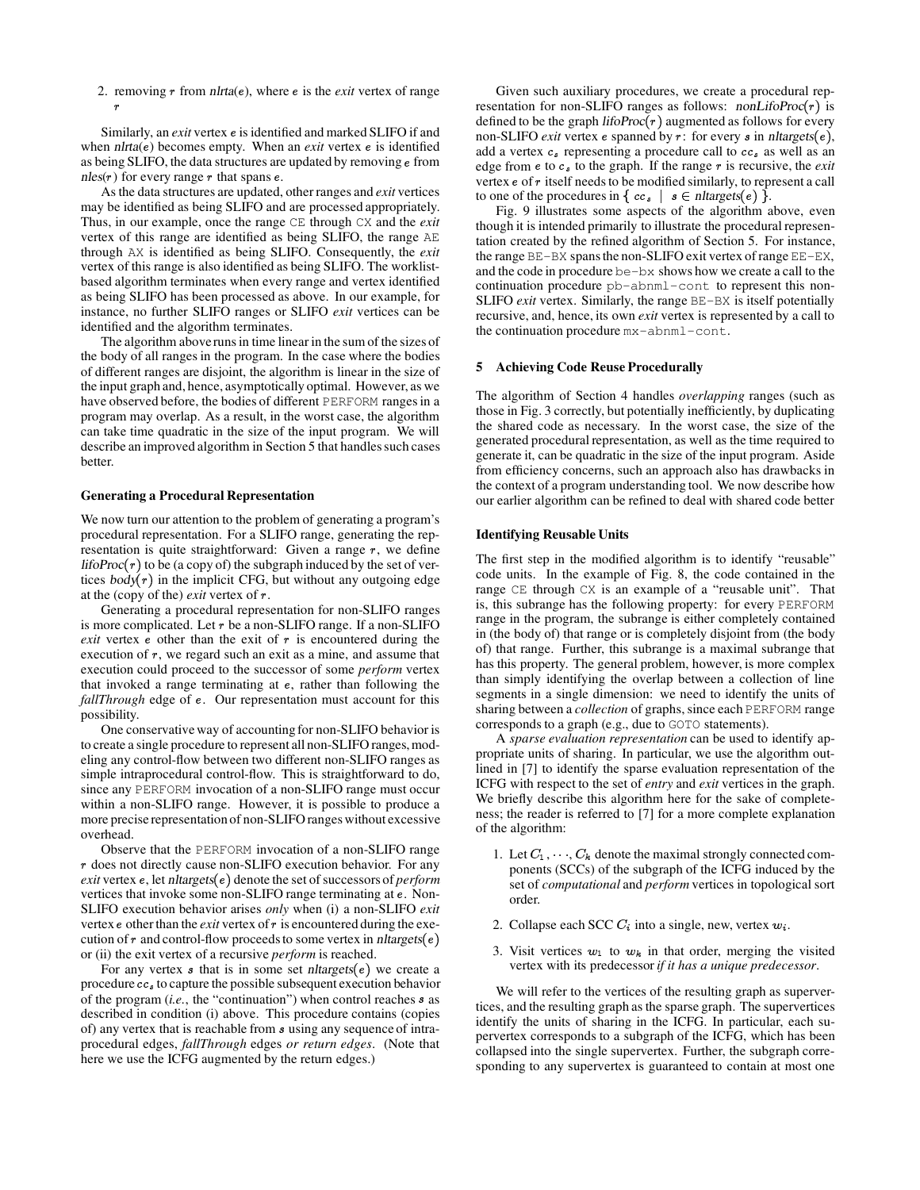2. removing $r$ from $nlrta(e)$, where $e$ is the *exit* vertex of range $r$

Similarly, an *exit* vertex $e$ is identified and marked SLIFO if and when $nlrta(e)$ becomes empty. When an *exit* vertex $e$ is identified as being SLIFO, the data structures are updated by removing $e$ from $nles(r)$ for every range $r$ that spans $e$.

As the data structures are updated, other ranges and *exit* vertices may be identified as being SLIFO and are processed appropriately. Thus, in our example, once the range CE through CX and the *exit* vertex of this range are identified as being SLIFO, the range AE through AX is identified as being SLIFO. Consequently, the *exit* vertex of this range is also identified as being SLIFO. The worklist-based algorithm terminates when every range and vertex identified as being SLIFO has been processed as above. In our example, for instance, no further SLIFO ranges or SLIFO *exit* vertices can be identified and the algorithm terminates.

The algorithm above runs in time linear in the sum of the sizes of the body of all ranges in the program. In the case where the bodies of different ranges are disjoint, the algorithm is linear in the size of the input graph and, hence, asymptotically optimal. However, as we have observed before, the bodies of different PERFORM ranges in a program may overlap. As a result, in the worst case, the algorithm can take time quadratic in the size of the input program. We will describe an improved algorithm in Section 5 that handles such cases better.

### Generating a Procedural Representation

We now turn our attention to the problem of generating a program's procedural representation. For a SLIFO range, generating the representation is quite straightforward: Given a range $r$, we define $lifoProc(r)$ to be (a copy of) the subgraph induced by the set of vertices $body(r)$ in the implicit CFG, but without any outgoing edge at the (copy of the) *exit* vertex of $r$.

Generating a procedural representation for non-SLIFO ranges is more complicated. Let $r$ be a non-SLIFO range. If a non-SLIFO *exit* vertex $e$ other than the exit of $r$ is encountered during the execution of $r$, we regard such an exit as a mine, and assume that execution could proceed to the successor of some *perform* vertex that invoked a range terminating at $e$, rather than following the *fallThrough* edge of $e$. Our representation must account for this possibility.

One conservative way of accounting for non-SLIFO behavior is to create a single procedure to represent all non-SLIFO ranges, modeling any control-flow between two different non-SLIFO ranges as simple intraprocedural control-flow. This is straightforward to do, since any PERFORM invocation of a non-SLIFO range must occur within a non-SLIFO range. However, it is possible to produce a more precise representation of non-SLIFO ranges without excessive overhead.

Observe that the PERFORM invocation of a non-SLIFO range $r$ does not directly cause non-SLIFO execution behavior. For any *exit* vertex $e$, let $nltargets(e)$ denote the set of successors of *perform* vertices that invoke some non-SLIFO range terminating at $e$. Non-SLIFO execution behavior arises *only* when (i) a non-SLIFO *exit* vertex $e$ other than the *exit* vertex of $r$ is encountered during the execution of $r$ and control-flow proceeds to some vertex in $nltargets(e)$ or (ii) the exit vertex of a recursive *perform* is reached.

For any vertex $s$ that is in some set $nltargets(e)$ we create a procedure $cc_s$ to capture the possible subsequent execution behavior of the program (*i.e.*, the "continuation") when control reaches $s$ as described in condition (i) above. This procedure contains (copies of) any vertex that is reachable from $s$ using any sequence of intraprocedural edges, *fallThrough* edges *or return edges*. (Note that here we use the ICFG augmented by the return edges.)

Given such auxiliary procedures, we create a procedural representation for non-SLIFO ranges as follows: $nonLifoProc(r)$ is defined to be the graph $lifoProc(r)$ augmented as follows for every non-SLIFO *exit* vertex $e$ spanned by $r$: for every $s$ in $nltargets(e)$, add a vertex $c_s$ representing a procedure call to $cc_s$ as well as an edge from $e$ to $c_s$ to the graph. If the range $r$ is recursive, the *exit* vertex $e$ of $r$ itself needs to be modified similarly, to represent a call to one of the procedures in $\{ cc_s \mid s \in nltargets(e) \}$.

Fig. 9 illustrates some aspects of the algorithm above, even though it is intended primarily to illustrate the procedural representation created by the refined algorithm of Section 5. For instance, the range BE-BX spans the non-SLIFO exit vertex of range EE-EX, and the code in procedure be-bx shows how we create a call to the continuation procedure pb-abnml-cont to represent this non-SLIFO *exit* vertex. Similarly, the range BE-BX is itself potentially recursive, and, hence, its own *exit* vertex is represented by a call to the continuation procedure mx-abnml-cont.

## 5 Achieving Code Reuse Procedurally

The algorithm of Section 4 handles *overlapping* ranges (such as those in Fig. 3 correctly, but potentially inefficiently, by duplicating the shared code as necessary. In the worst case, the size of the generated procedural representation, as well as the time required to generate it, can be quadratic in the size of the input program. Aside from efficiency concerns, such an approach also has drawbacks in the context of a program understanding tool. We now describe how our earlier algorithm can be refined to deal with shared code better

### Identifying Reusable Units

The first step in the modified algorithm is to identify "reusable" code units. In the example of Fig. 8, the code contained in the range CE through CX is an example of a "reusable unit". That is, this subrange has the following property: for every PERFORM range in the program, the subrange is either completely contained in (the body of) that range or is completely disjoint from (the body of) that range. Further, this subrange is a maximal subrange that has this property. The general problem, however, is more complex than simply identifying the overlap between a collection of line segments in a single dimension: we need to identify the units of sharing between a *collection* of graphs, since each PERFORM range corresponds to a graph (e.g., due to GOTO statements).

A *sparse evaluation representation* can be used to identify appropriate units of sharing. In particular, we use the algorithm outlined in [7] to identify the sparse evaluation representation of the ICFG with respect to the set of *entry* and *exit* vertices in the graph. We briefly describe this algorithm here for the sake of completeness; the reader is referred to [7] for a more complete explanation of the algorithm:

1. Let $C_1, \cdots, C_k$ denote the maximal strongly connected components (SCCs) of the subgraph of the ICFG induced by the set of *computational* and *perform* vertices in topological sort order.

2. Collapse each SCC $C_i$ into a single, new, vertex $w_i$.

3. Visit vertices $w_1$ to $w_k$ in that order, merging the visited vertex with its predecessor *if it has a unique predecessor*.

We will refer to the vertices of the resulting graph as supervertices, and the resulting graph as the sparse graph. The supervertices identify the units of sharing in the ICFG. In particular, each supervertex corresponds to a subgraph of the ICFG, which has been collapsed into the single supervertex. Further, the subgraph corresponding to any supervertex is guaranteed to contain at most one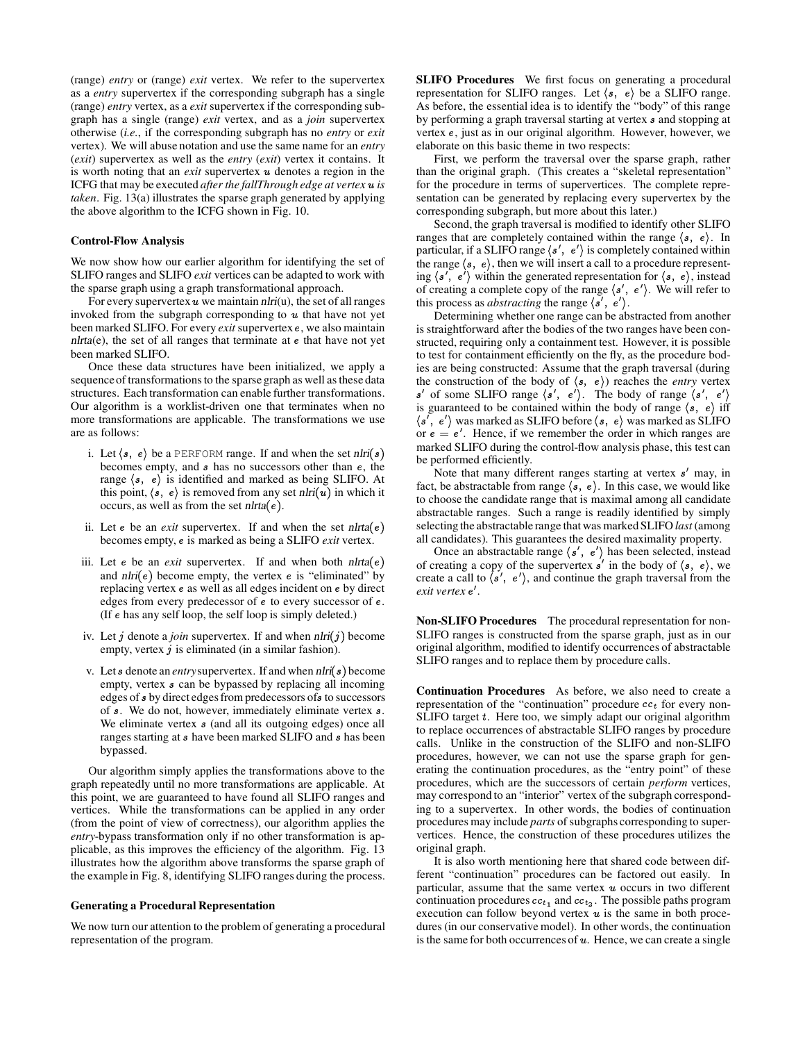(range) *entry* or (range) *exit* vertex. We refer to the supervertex as a *entry* supervertex if the corresponding subgraph has a single (range) *entry* vertex, as a *exit* supervertex if the corresponding subgraph has a single (range) *exit* vertex, and as a *join* supervertex otherwise (*i.e.*, if the corresponding subgraph has no *entry* or *exit* vertex). We will abuse notation and use the same name for an *entry* (*exit*) supervertex as well as the *entry* (*exit*) vertex it contains. It is worth noting that an *exit* supervertex $u$ denotes a region in the ICFG that may be executed *after the fallThrough edge at vertex $u$ is taken*. Fig. 13(a) illustrates the sparse graph generated by applying the above algorithm to the ICFG shown in Fig. 10.

#### Control-Flow Analysis

We now show how our earlier algorithm for identifying the set of SLIFO ranges and SLIFO *exit* vertices can be adapted to work with the sparse graph using a graph transformational approach.

For every supervertex $u$ we maintain $nlri(u)$, the set of all ranges invoked from the subgraph corresponding to $u$ that have not yet been marked SLIFO. For every *exit* supervertex $e$, we also maintain $nlrta(e)$, the set of all ranges that terminate at $e$ that have not yet been marked SLIFO.

Once these data structures have been initialized, we apply a sequence of transformations to the sparse graph as well as these data structures. Each transformation can enable further transformations. Our algorithm is a worklist-driven one that terminates when no more transformations are applicable. The transformations we use are as follows:

i. Let $\langle s,\ e\rangle$ be a PERFORM range. If and when the set $nlri(s)$ becomes empty, and $s$ has no successors other than $e$, the range $\langle s,\ e\rangle$ is identified and marked as being SLIFO. At this point, $\langle s,\ e\rangle$ is removed from any set $nlri(u)$ in which it occurs, as well as from the set $nlrta(e)$.

ii. Let $e$ be an *exit* supervertex. If and when the set $nlrta(e)$ becomes empty, $e$ is marked as being a SLIFO *exit* vertex.

iii. Let $e$ be an *exit* supervertex. If and when both $nlrta(e)$ and $nlri(e)$ become empty, the vertex $e$ is "eliminated" by replacing vertex $e$ as well as all edges incident on $e$ by direct edges from every predecessor of $e$ to every successor of $e$. (If $e$ has any self loop, the self loop is simply deleted.)

iv. Let $j$ denote a *join* supervertex. If and when $nlri(j)$ become empty, vertex $j$ is eliminated (in a similar fashion).

v. Let $s$ denote an *entry* supervertex. If and when $nlri(s)$ become empty, vertex $s$ can be bypassed by replacing all incoming edges of $s$ by direct edges from predecessors of $s$ to successors of $s$. We do not, however, immediately eliminate vertex $s$. We eliminate vertex $s$ (and all its outgoing edges) once all ranges starting at $s$ have been marked SLIFO and $s$ has been bypassed.

Our algorithm simply applies the transformations above to the graph repeatedly until no more transformations are applicable. At this point, we are guaranteed to have found all SLIFO ranges and vertices. While the transformations can be applied in any order (from the point of view of correctness), our algorithm applies the *entry*-bypass transformation only if no other transformation is applicable, as this improves the efficiency of the algorithm. Fig. 13 illustrates how the algorithm above transforms the sparse graph of the example in Fig. 8, identifying SLIFO ranges during the process.

#### Generating a Procedural Representation

We now turn our attention to the problem of generating a procedural representation of the program.

**SLIFO Procedures** We first focus on generating a procedural representation for SLIFO ranges. Let $\langle s,\ e\rangle$ be a SLIFO range. As before, the essential idea is to identify the "body" of this range by performing a graph traversal starting at vertex $s$ and stopping at vertex $e$, just as in our original algorithm. However, however, we elaborate on this basic theme in two respects:

First, we perform the traversal over the sparse graph, rather than the original graph. (This creates a "skeletal representation" for the procedure in terms of supervertices. The complete representation can be generated by replacing every supervertex by the corresponding subgraph, but more about this later.)

Second, the graph traversal is modified to identify other SLIFO ranges that are completely contained within the range $\langle s,\ e\rangle$. In particular, if a SLIFO range $\langle s',\ e'\rangle$ is completely contained within the range $\langle s,\ e\rangle$, then we will insert a call to a procedure representing $\langle s',\ e'\rangle$ within the generated representation for $\langle s,\ e\rangle$, instead of creating a complete copy of the range $\langle s',\ e'\rangle$. We will refer to this process as *abstracting* the range $\langle s',\ e'\rangle$.

Determining whether one range can be abstracted from another is straightforward after the bodies of the two ranges have been constructed, requiring only a containment test. However, it is possible to test for containment efficiently on the fly, as the procedure bodies are being constructed: Assume that the graph traversal (during the construction of the body of $\langle s,\ e\rangle$) reaches the *entry* vertex $s'$ of some SLIFO range $\langle s',\ e'\rangle$. The body of range $\langle s',\ e'\rangle$ is guaranteed to be contained within the body of range $\langle s,\ e\rangle$ iff $\langle s',\ e'\rangle$ was marked as SLIFO before $\langle s,\ e\rangle$ was marked as SLIFO or $e = e'$. Hence, if we remember the order in which ranges are marked SLIFO during the control-flow analysis phase, this test can be performed efficiently.

Note that many different ranges starting at vertex $s'$ may, in fact, be abstractable from range $\langle s,\ e\rangle$. In this case, we would like to choose the candidate range that is maximal among all candidate abstractable ranges. Such a range is readily identified by simply selecting the abstractable range that was marked SLIFO *last* (among all candidates). This guarantees the desired maximality property.

Once an abstractable range $\langle s',\ e'\rangle$ has been selected, instead of creating a copy of the supervertex $s'$ in the body of $\langle s,\ e\rangle$, we create a call to $\langle s',\ e'\rangle$, and continue the graph traversal from the *exit vertex* $e'$.

**Non-SLIFO Procedures** The procedural representation for non-SLIFO ranges is constructed from the sparse graph, just as in our original algorithm, modified to identify occurrences of abstractable SLIFO ranges and to replace them by procedure calls.

**Continuation Procedures** As before, we also need to create a representation of the "continuation" procedure $cc_t$ for every non-SLIFO target $t$. Here too, we simply adapt our original algorithm to replace occurrences of abstractable SLIFO ranges by procedure calls. Unlike in the construction of the SLIFO and non-SLIFO procedures, however, we can not use the sparse graph for generating the continuation procedures, as the "entry point" of these procedures, which are the successors of certain *perform* vertices, may correspond to an "interior" vertex of the subgraph corresponding to a supervertex. In other words, the bodies of continuation procedures may include *parts* of subgraphs corresponding to supervertices. Hence, the construction of these procedures utilizes the original graph.

It is also worth mentioning here that shared code between different "continuation" procedures can be factored out easily. In particular, assume that the same vertex $u$ occurs in two different continuation procedures $cc_{t_1}$ and $cc_{t_2}$. The possible paths program execution can follow beyond vertex $u$ is the same in both procedures (in our conservative model). In other words, the continuation is the same for both occurrences of $u$. Hence, we can create a single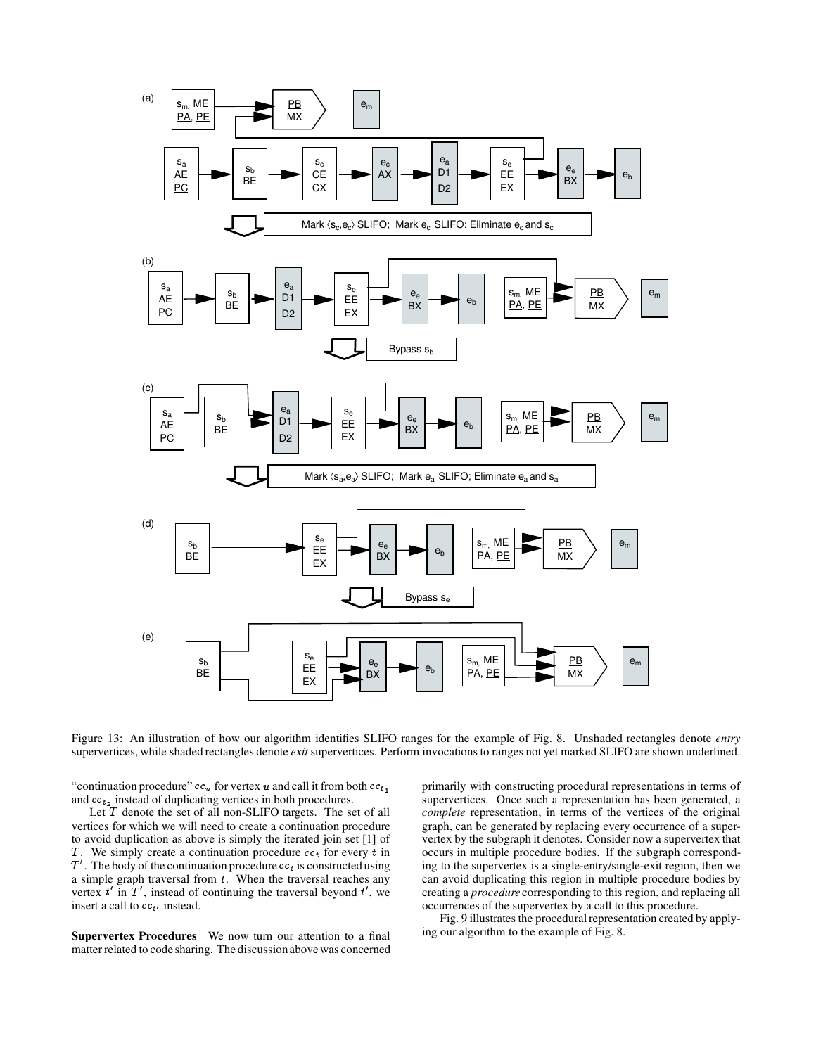Figure 13: An illustration of how our algorithm identifies SLIFO ranges for the example of Fig. 8. Unshaded rectangles denote *entry* supervertices, while shaded rectangles denote *exit* supervertices. Perform invocations to ranges not yet marked SLIFO are shown underlined.

"continuation procedure" $cc_u$ for vertex $u$ and call it from both $cc_{t_1}$ and $cc_{t_2}$ instead of duplicating vertices in both procedures.

Let $T$ denote the set of all non-SLIFO targets. The set of all vertices for which we will need to create a continuation procedure to avoid duplication as above is simply the iterated join set [1] of $T$. We simply create a continuation procedure $cc_t$ for every $t$ in $T'$. The body of the continuation procedure $cc_t$ is constructed using a simple graph traversal from $t$. When the traversal reaches any vertex $t'$ in $T'$, instead of continuing the traversal beyond $t'$, we insert a call to $cc_{t'}$ instead.

**Supervertex Procedures** We now turn our attention to a final matter related to code sharing. The discussion above was concerned primarily with constructing procedural representations in terms of supervertices. Once such a representation has been generated, a *complete* representation, in terms of the vertices of the original graph, can be generated by replacing every occurrence of a supervertex by the subgraph it denotes. Consider now a supervertex that occurs in multiple procedure bodies. If the subgraph corresponding to the supervertex is a single-entry/single-exit region, then we can avoid duplicating this region in multiple procedure bodies by creating a *procedure* corresponding to this region, and replacing all occurrences of the supervertex by a call to this procedure.

Fig. 9 illustrates the procedural representation created by applying our algorithm to the example of Fig. 8.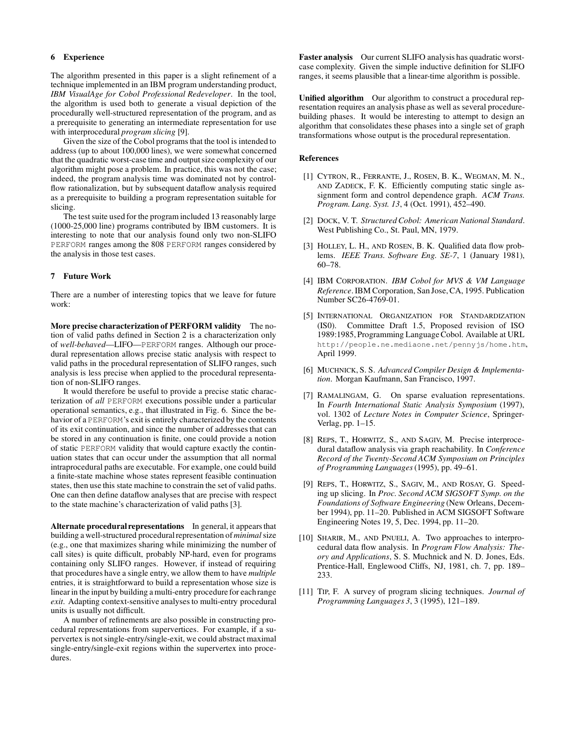## 6 Experience

The algorithm presented in this paper is a slight refinement of a technique implemented in an IBM program understanding product, *IBM VisualAge for Cobol Professional Redeveloper*. In the tool, the algorithm is used both to generate a visual depiction of the procedurally well-structured representation of the program, and as a prerequisite to generating an intermediate representation for use with interprocedural *program slicing* [9].

Given the size of the Cobol programs that the tool is intended to address (up to about 100,000 lines), we were somewhat concerned that the quadratic worst-case time and output size complexity of our algorithm might pose a problem. In practice, this was not the case; indeed, the program analysis time was dominated not by control-flow rationalization, but by subsequent dataflow analysis required as a prerequisite to building a program representation suitable for slicing.

The test suite used for the program included 13 reasonably large (1000-25,000 line) programs contributed by IBM customers. It is interesting to note that our analysis found only two non-SLIFO `PERFORM` ranges among the 808 `PERFORM` ranges considered by the analysis in those test cases.

## 7 Future Work

There are a number of interesting topics that we leave for future work:

**More precise characterization of PERFORM validity** The notion of valid paths defined in Section 2 is a characterization only of *well-behaved*—LIFO—`PERFORM` ranges. Although our procedural representation allows precise static analysis with respect to valid paths in the procedural representation of SLIFO ranges, such analysis is less precise when applied to the procedural representation of non-SLIFO ranges.

It would therefore be useful to provide a precise static characterization of *all* `PERFORM` executions possible under a particular operational semantics, e.g., that illustrated in Fig. 6. Since the behavior of a `PERFORM`'s exit is entirely characterized by the contents of its exit continuation, and since the number of addresses that can be stored in any continuation is finite, one could provide a notion of static `PERFORM` validity that would capture exactly the continuation states that can occur under the assumption that all normal intraprocedural paths are executable. For example, one could build a finite-state machine whose states represent feasible continuation states, then use this state machine to constrain the set of valid paths. One can then define dataflow analyses that are precise with respect to the state machine's characterization of valid paths [3].

**Alternate procedural representations** In general, it appears that building a well-structured procedural representation of *minimal* size (e.g., one that maximizes sharing while minimizing the number of call sites) is quite difficult, probably NP-hard, even for programs containing only SLIFO ranges. However, if instead of requiring that procedures have a single entry, we allow them to have *multiple* entries, it is straightforward to build a representation whose size is linear in the input by building a multi-entry procedure for each range *exit*. Adapting context-sensitive analyses to multi-entry procedural units is usually not difficult.

A number of refinements are also possible in constructing procedural representations from supervertices. For example, if a supervertex is not single-entry/single-exit, we could abstract maximal single-entry/single-exit regions within the supervertex into procedures.

**Faster analysis** Our current SLIFO analysis has quadratic worst-case complexity. Given the simple inductive definition for SLIFO ranges, it seems plausible that a linear-time algorithm is possible.

**Unified algorithm** Our algorithm to construct a procedural representation requires an analysis phase as well as several procedure-building phases. It would be interesting to attempt to design an algorithm that consolidates these phases into a single set of graph transformations whose output is the procedural representation.

## References

[1] Cytron, R., Ferrante, J., Rosen, B. K., Wegman, M. N., and Zadeck, F. K. Efficiently computing static single assignment form and control dependence graph. *ACM Trans. Program. Lang. Syst. 13*, 4 (Oct. 1991), 452–490.

[2] Dock, V. T. *Structured Cobol: American National Standard*. West Publishing Co., St. Paul, MN, 1979.

[3] Holley, L. H., and Rosen, B. K. Qualified data flow problems. *IEEE Trans. Software Eng. SE-7*, 1 (January 1981), 60–78.

[4] IBM Corporation. *IBM Cobol for MVS & VM Language Reference*. IBM Corporation, San Jose, CA, 1995. Publication Number SC26-4769-01.

[5] International Organization for Standardization (IS0). Committee Draft 1.5, Proposed revision of ISO 1989:1985, Programming Language Cobol. Available at URL `http://people.ne.mediaone.net/pennyjs/home.htm`, April 1999.

[6] Muchnick, S. S. *Advanced Compiler Design & Implementation*. Morgan Kaufmann, San Francisco, 1997.

[7] Ramalingam, G. On sparse evaluation representations. In *Fourth International Static Analysis Symposium* (1997), vol. 1302 of *Lecture Notes in Computer Science*, Springer-Verlag, pp. 1–15.

[8] Reps, T., Horwitz, S., and Sagiv, M. Precise interprocedural dataflow analysis via graph reachability. In *Conference Record of the Twenty-Second ACM Symposium on Principles of Programming Languages* (1995), pp. 49–61.

[9] Reps, T., Horwitz, S., Sagiv, M., and Rosay, G. Speeding up slicing. In *Proc. Second ACM SIGSOFT Symp. on the Foundations of Software Engineering* (New Orleans, December 1994), pp. 11–20. Published in ACM SIGSOFT Software Engineering Notes 19, 5, Dec. 1994, pp. 11–20.

[10] Sharir, M., and Pnueli, A. Two approaches to interprocedural data flow analysis. In *Program Flow Analysis: Theory and Applications*, S. S. Muchnick and N. D. Jones, Eds. Prentice-Hall, Englewood Cliffs, NJ, 1981, ch. 7, pp. 189–233.

[11] Tip, F. A survey of program slicing techniques. *Journal of Programming Languages 3*, 3 (1995), 121–189.